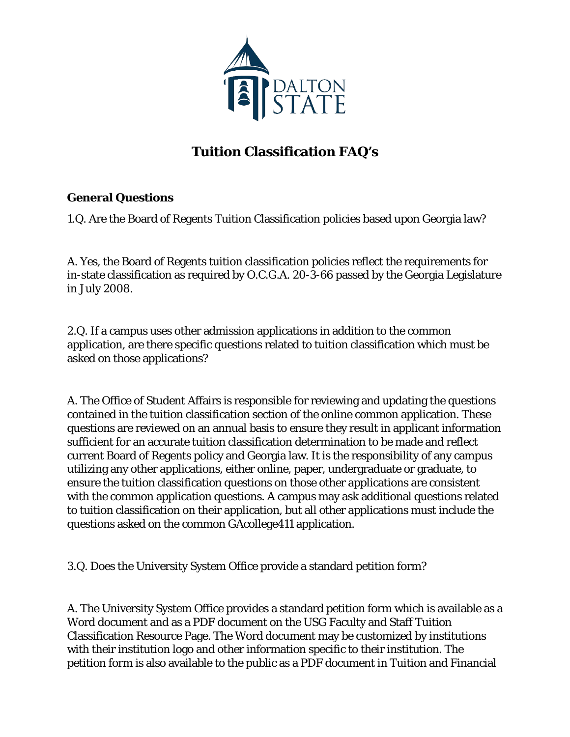# Tuition Classification FAQ's

## General Questions

1.Q. Are the Board of Regents Tuition Classification policies based upon Georgia law?

A. Yes, the Board of Regents tuition classification policies reflect the requirements for in-state classification as required by O.C.G.A. 20-3-66 passed by the Georgia Legislature in July 2008.

2.Q. If a campus uses other admission applications in addition to the common application, are there specific questions related to tuition classification which must be asked on those applications?

A. The Office of Student Affairs is responsible for reviewing and updating the questions contained in the tuition classification section of the online common application. These questions are reviewed on an annual basis to ensure they result in applicant information sufficient for an accurate tuition classification determination to be made and reflect current Board of Regents policy and Georgia law. It is the responsibility of any campus utilizing any other applications, either online, paper, undergraduate or graduate, to ensure the tuition classification questions on those other applications are consistent with the common application questions. A campus may ask additional questions related to tuition classification on their application, but all other applications must include the questions asked on the common GAcollege411 application.

3.Q. Does the University System Office provide a standard petition form?

A. The University System Office provides a standard petition form which is available as a Word document and as a PDF document on the USG Faculty and Staff Tuition Classification Resource Page. The Word document may be customized by institutions with their institution logo and other information specific to their institution. The petition form is also available to the public as a PDF document in Tuition and Financial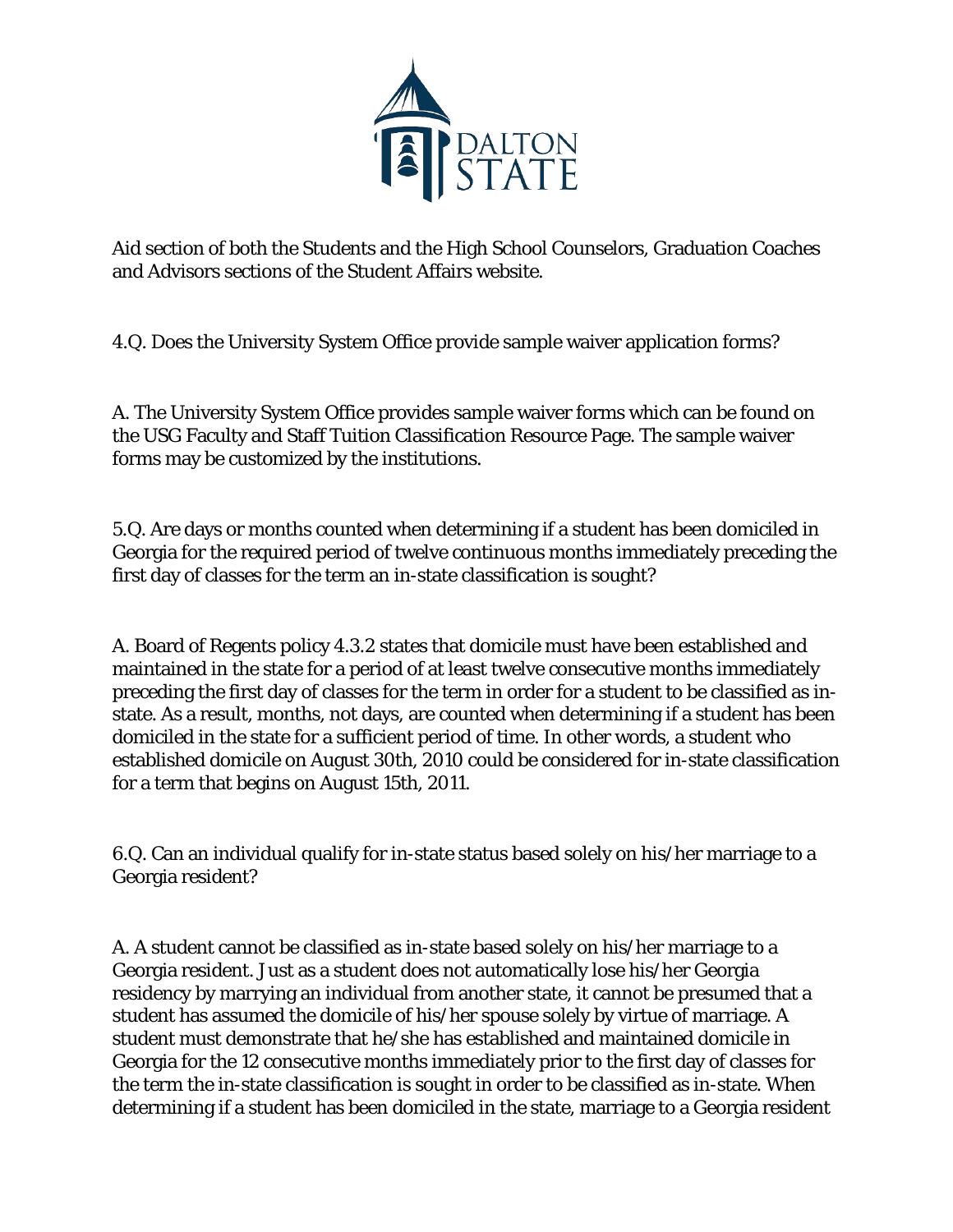Aid section of both the Students and the High School Counselors, Graduation Coaches and Advisors sections of the Student Affairs website.

4.Q. Does the University System Office provide sample waiver application forms?

A. The University System Office provides sample waiver forms which can be found on the USG Faculty and Staff Tuition Classification Resource Page. The sample waiver forms may be customized by the institutions.

5.Q. Are days or months counted when determining if a student has been domiciled in Georgia for the required period of twelve continuous months immediately preceding the first day of classes for the term an in-state classification is sought?

A. Board of Regents policy 4.3.2 states that domicile must have been established and maintained in the state for a period of at least twelve consecutive months immediately preceding the first day of classes for the term in order for a student to be classified as in-state. As a result, months, not days, are counted when determining if a student has been domiciled in the state for a sufficient period of time. In other words, a student who established domicile on August 30th, 2010 could be considered for in-state classification for a term that begins on August 15th, 2011.

6.Q. Can an individual qualify for in-state status based solely on his/her marriage to a Georgia resident?

A. A student cannot be classified as in-state based solely on his/her marriage to a Georgia resident. Just as a student does not automatically lose his/her Georgia residency by marrying an individual from another state, it cannot be presumed that a student has assumed the domicile of his/her spouse solely by virtue of marriage. A student must demonstrate that he/she has established and maintained domicile in Georgia for the 12 consecutive months immediately prior to the first day of classes for the term the in-state classification is sought in order to be classified as in-state. When determining if a student has been domiciled in the state, marriage to a Georgia resident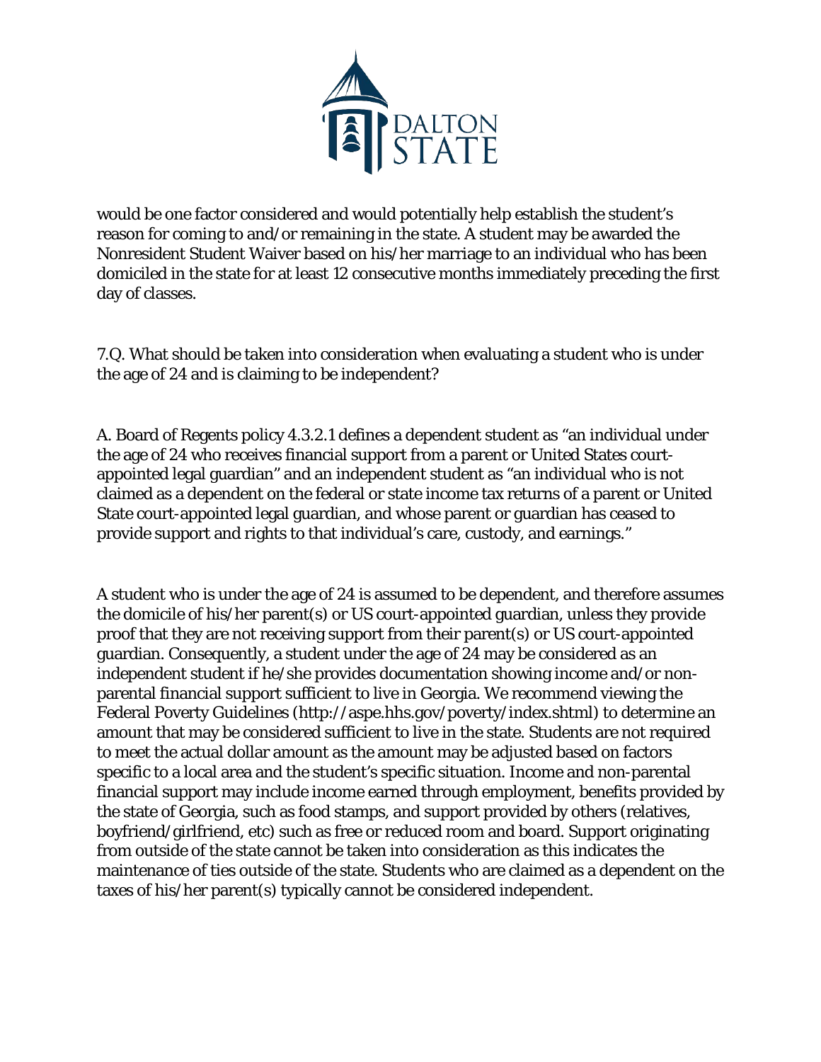would be one factor considered and would potentially help establish the student's reason for coming to and/or remaining in the state. A student may be awarded the Nonresident Student Waiver based on his/her marriage to an individual who has been domiciled in the state for at least 12 consecutive months immediately preceding the first day of classes.

7.Q. What should be taken into consideration when evaluating a student who is under the age of 24 and is claiming to be independent?

A. Board of Regents policy 4.3.2.1 defines a dependent student as "an individual under the age of 24 who receives financial support from a parent or United States court-appointed legal guardian" and an independent student as "an individual who is not claimed as a dependent on the federal or state income tax returns of a parent or United State court-appointed legal guardian, and whose parent or guardian has ceased to provide support and rights to that individual's care, custody, and earnings."

A student who is under the age of 24 is assumed to be dependent, and therefore assumes the domicile of his/her parent(s) or US court-appointed guardian, unless they provide proof that they are not receiving support from their parent(s) or US court-appointed guardian. Consequently, a student under the age of 24 may be considered as an independent student if he/she provides documentation showing income and/or non-parental financial support sufficient to live in Georgia. We recommend viewing the Federal Poverty Guidelines (http://aspe.hhs.gov/poverty/index.shtml) to determine an amount that may be considered sufficient to live in the state. Students are not required to meet the actual dollar amount as the amount may be adjusted based on factors specific to a local area and the student's specific situation. Income and non-parental financial support may include income earned through employment, benefits provided by the state of Georgia, such as food stamps, and support provided by others (relatives, boyfriend/girlfriend, etc) such as free or reduced room and board. Support originating from outside of the state cannot be taken into consideration as this indicates the maintenance of ties outside of the state. Students who are claimed as a dependent on the taxes of his/her parent(s) typically cannot be considered independent.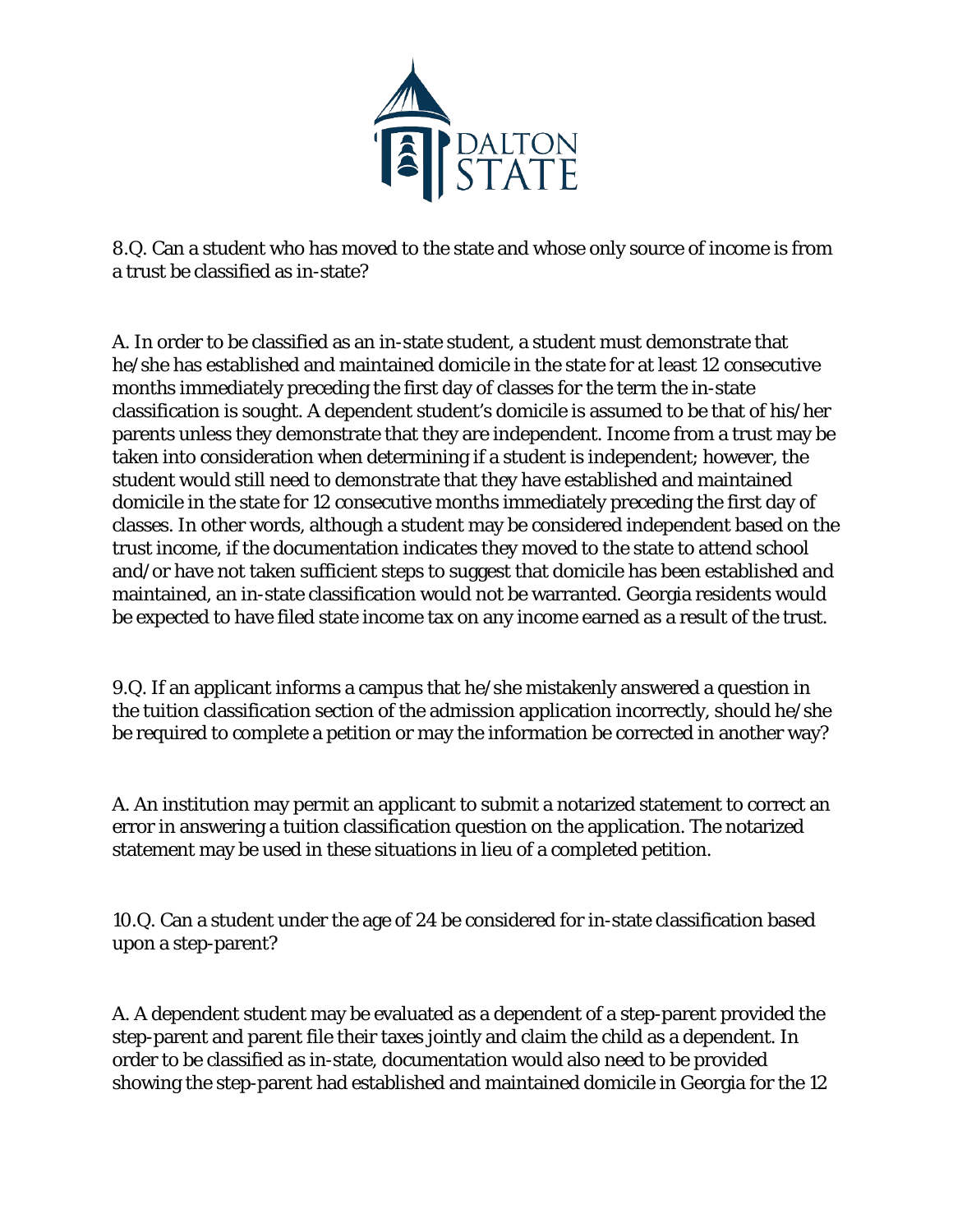8.Q. Can a student who has moved to the state and whose only source of income is from a trust be classified as in-state?

A. In order to be classified as an in-state student, a student must demonstrate that he/she has established and maintained domicile in the state for at least 12 consecutive months immediately preceding the first day of classes for the term the in-state classification is sought. A dependent student's domicile is assumed to be that of his/her parents unless they demonstrate that they are independent. Income from a trust may be taken into consideration when determining if a student is independent; however, the student would still need to demonstrate that they have established and maintained domicile in the state for 12 consecutive months immediately preceding the first day of classes. In other words, although a student may be considered independent based on the trust income, if the documentation indicates they moved to the state to attend school and/or have not taken sufficient steps to suggest that domicile has been established and maintained, an in-state classification would not be warranted. Georgia residents would be expected to have filed state income tax on any income earned as a result of the trust.

9.Q. If an applicant informs a campus that he/she mistakenly answered a question in the tuition classification section of the admission application incorrectly, should he/she be required to complete a petition or may the information be corrected in another way?

A. An institution may permit an applicant to submit a notarized statement to correct an error in answering a tuition classification question on the application. The notarized statement may be used in these situations in lieu of a completed petition.

10.Q. Can a student under the age of 24 be considered for in-state classification based upon a step-parent?

A. A dependent student may be evaluated as a dependent of a step-parent provided the step-parent and parent file their taxes jointly and claim the child as a dependent. In order to be classified as in-state, documentation would also need to be provided showing the step-parent had established and maintained domicile in Georgia for the 12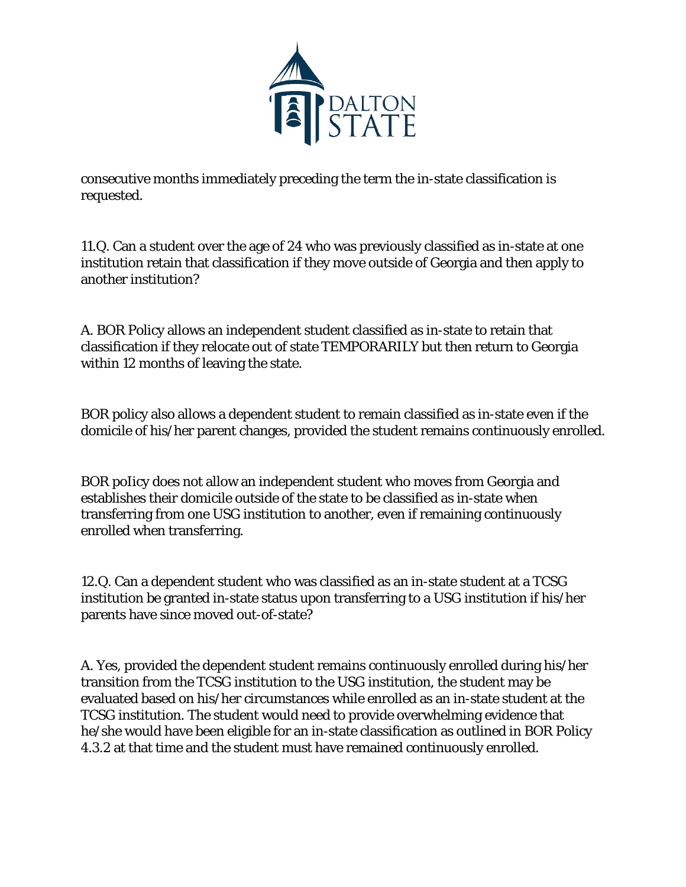consecutive months immediately preceding the term the in-state classification is requested.

11.Q. Can a student over the age of 24 who was previously classified as in-state at one institution retain that classification if they move outside of Georgia and then apply to another institution?

A. BOR Policy allows an independent student classified as in-state to retain that classification if they relocate out of state TEMPORARILY but then return to Georgia within 12 months of leaving the state.

BOR policy also allows a dependent student to remain classified as in-state even if the domicile of his/her parent changes, provided the student remains continuously enrolled.

BOR poIicy does not allow an independent student who moves from Georgia and establishes their domicile outside of the state to be classified as in-state when transferring from one USG institution to another, even if remaining continuously enrolled when transferring.

12.Q. Can a dependent student who was classified as an in-state student at a TCSG institution be granted in-state status upon transferring to a USG institution if his/her parents have since moved out-of-state?

A. Yes, provided the dependent student remains continuously enrolled during his/her transition from the TCSG institution to the USG institution, the student may be evaluated based on his/her circumstances while enrolled as an in-state student at the TCSG institution. The student would need to provide overwhelming evidence that he/she would have been eligible for an in-state classification as outlined in BOR Policy 4.3.2 at that time and the student must have remained continuously enrolled.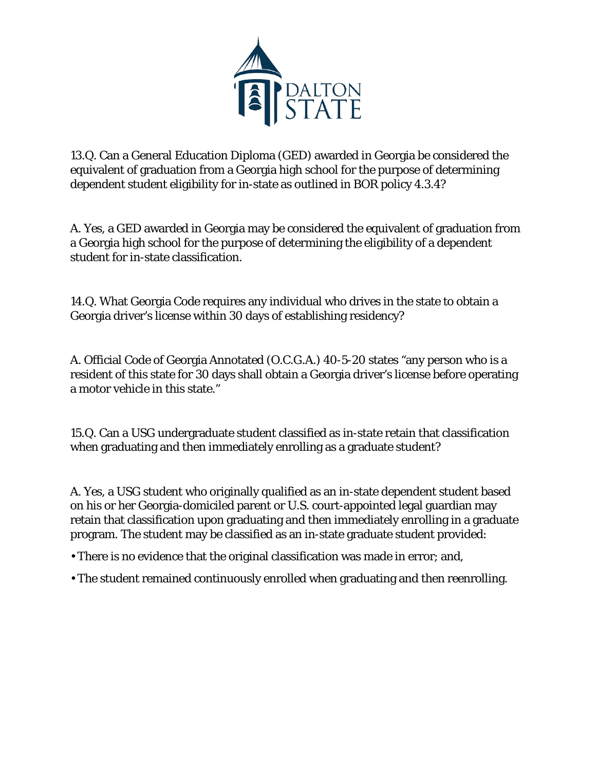13.Q. Can a General Education Diploma (GED) awarded in Georgia be considered the equivalent of graduation from a Georgia high school for the purpose of determining dependent student eligibility for in-state as outlined in BOR policy 4.3.4?

A. Yes, a GED awarded in Georgia may be considered the equivalent of graduation from a Georgia high school for the purpose of determining the eligibility of a dependent student for in-state classification.

14.Q. What Georgia Code requires any individual who drives in the state to obtain a Georgia driver's license within 30 days of establishing residency?

A. Official Code of Georgia Annotated (O.C.G.A.) 40-5-20 states "any person who is a resident of this state for 30 days shall obtain a Georgia driver's license before operating a motor vehicle in this state."

15.Q. Can a USG undergraduate student classified as in-state retain that classification when graduating and then immediately enrolling as a graduate student?

A. Yes, a USG student who originally qualified as an in-state dependent student based on his or her Georgia-domiciled parent or U.S. court-appointed legal guardian may retain that classification upon graduating and then immediately enrolling in a graduate program. The student may be classified as an in-state graduate student provided:

- There is no evidence that the original classification was made in error; and,
- The student remained continuously enrolled when graduating and then reenrolling.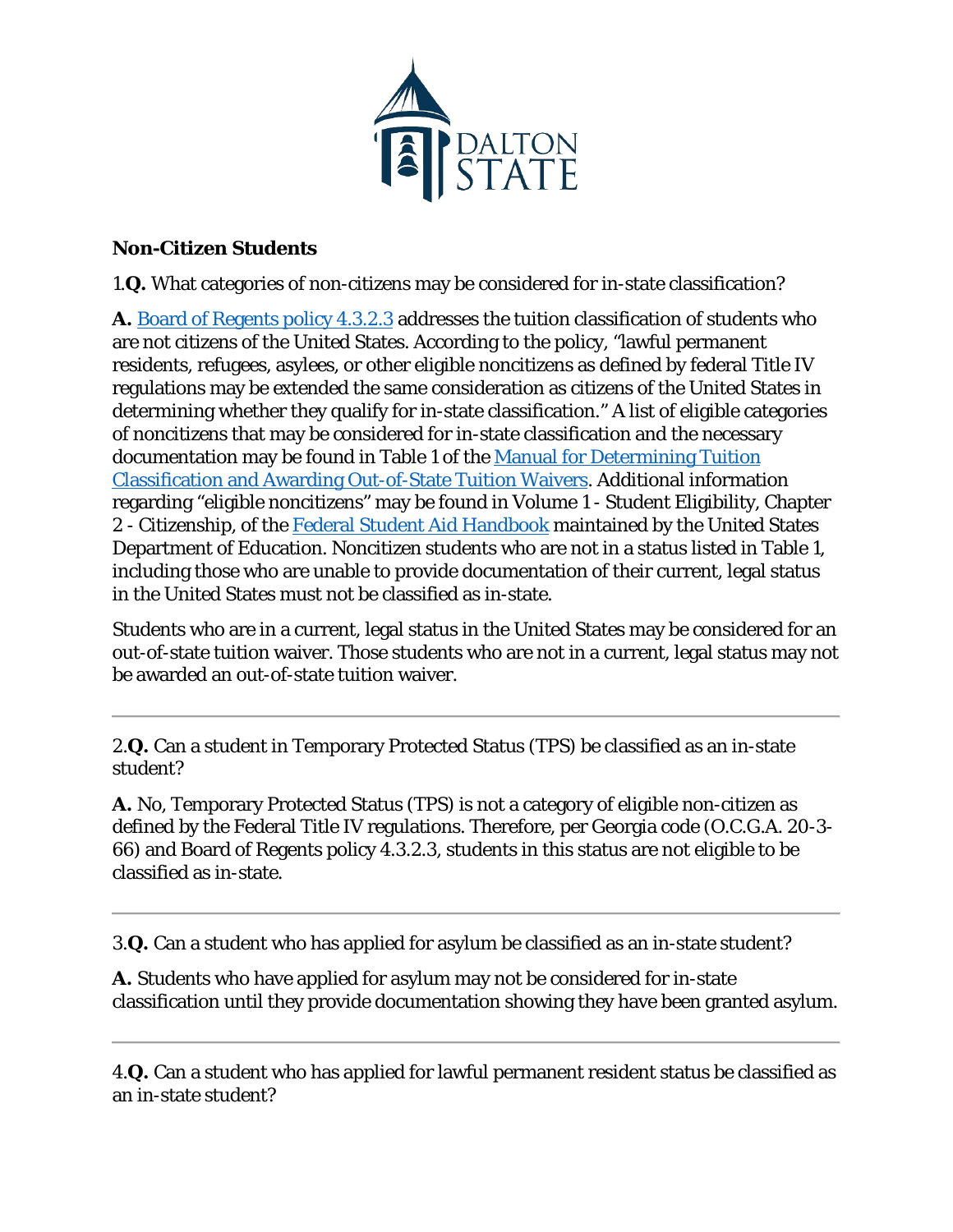## Non-Citizen Students

1.**Q.** What categories of non-citizens may be considered for in-state classification?

**A.** Board of Regents policy 4.3.2.3 addresses the tuition classification of students who are not citizens of the United States. According to the policy, "lawful permanent residents, refugees, asylees, or other eligible noncitizens as defined by federal Title IV regulations may be extended the same consideration as citizens of the United States in determining whether they qualify for in-state classification." A list of eligible categories of noncitizens that may be considered for in-state classification and the necessary documentation may be found in Table 1 of the Manual for Determining Tuition Classification and Awarding Out-of-State Tuition Waivers. Additional information regarding "eligible noncitizens" may be found in Volume 1 - Student Eligibility, Chapter 2 - Citizenship, of the Federal Student Aid Handbook maintained by the United States Department of Education. Noncitizen students who are not in a status listed in Table 1, including those who are unable to provide documentation of their current, legal status in the United States must not be classified as in-state.

Students who are in a current, legal status in the United States may be considered for an out-of-state tuition waiver. Those students who are not in a current, legal status may not be awarded an out-of-state tuition waiver.

---

2.**Q.** Can a student in Temporary Protected Status (TPS) be classified as an in-state student?

**A.** No, Temporary Protected Status (TPS) is not a category of eligible non-citizen as defined by the Federal Title IV regulations. Therefore, per Georgia code (O.C.G.A. 20-3-66) and Board of Regents policy 4.3.2.3, students in this status are not eligible to be classified as in-state.

---

3.**Q.** Can a student who has applied for asylum be classified as an in-state student?

**A.** Students who have applied for asylum may not be considered for in-state classification until they provide documentation showing they have been granted asylum.

---

4.**Q.** Can a student who has applied for lawful permanent resident status be classified as an in-state student?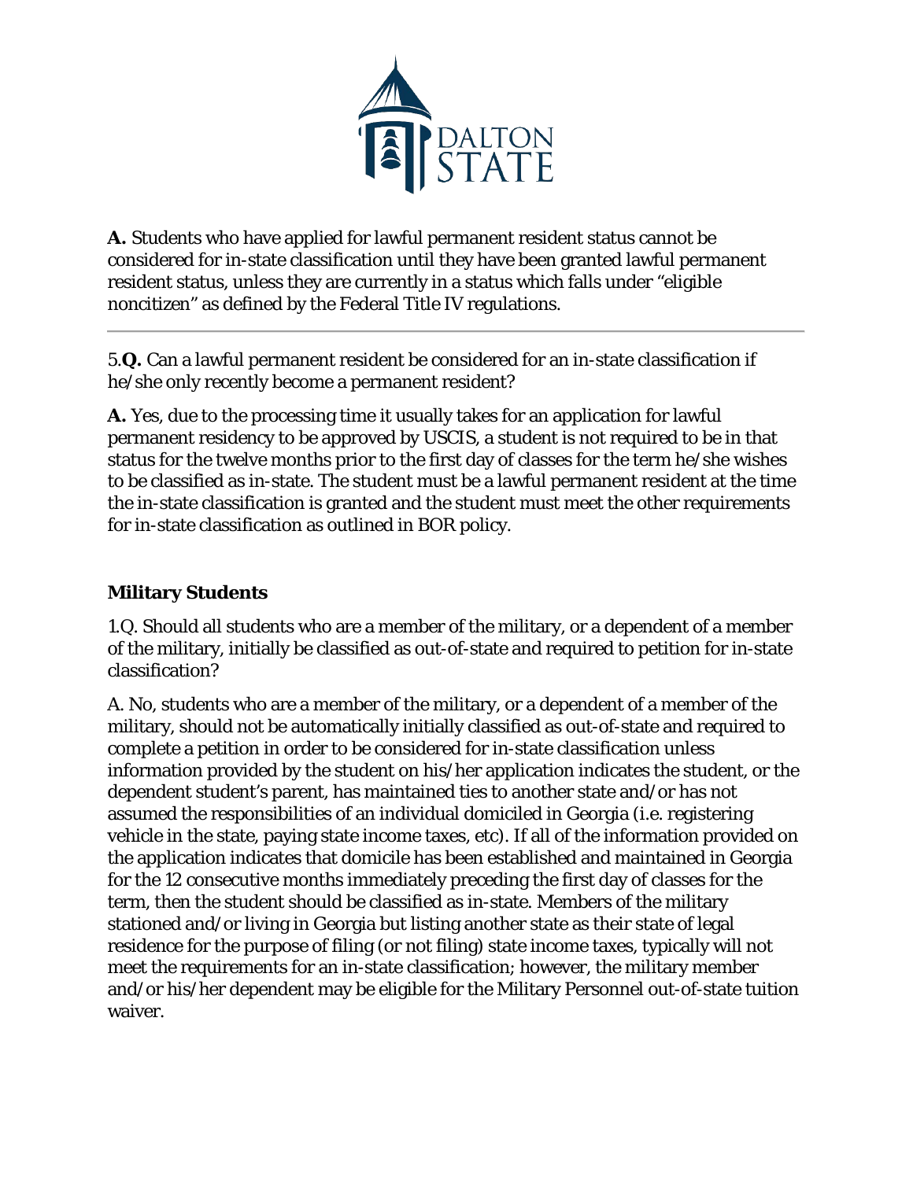**A.** Students who have applied for lawful permanent resident status cannot be considered for in-state classification until they have been granted lawful permanent resident status, unless they are currently in a status which falls under "eligible noncitizen" as defined by the Federal Title IV regulations.

---

5.**Q.** Can a lawful permanent resident be considered for an in-state classification if he/she only recently become a permanent resident?

**A.** Yes, due to the processing time it usually takes for an application for lawful permanent residency to be approved by USCIS, a student is not required to be in that status for the twelve months prior to the first day of classes for the term he/she wishes to be classified as in-state. The student must be a lawful permanent resident at the time the in-state classification is granted and the student must meet the other requirements for in-state classification as outlined in BOR policy.

### Military Students

1.Q. Should all students who are a member of the military, or a dependent of a member of the military, initially be classified as out-of-state and required to petition for in-state classification?

A. No, students who are a member of the military, or a dependent of a member of the military, should not be automatically initially classified as out-of-state and required to complete a petition in order to be considered for in-state classification unless information provided by the student on his/her application indicates the student, or the dependent student's parent, has maintained ties to another state and/or has not assumed the responsibilities of an individual domiciled in Georgia (i.e. registering vehicle in the state, paying state income taxes, etc). If all of the information provided on the application indicates that domicile has been established and maintained in Georgia for the 12 consecutive months immediately preceding the first day of classes for the term, then the student should be classified as in-state. Members of the military stationed and/or living in Georgia but listing another state as their state of legal residence for the purpose of filing (or not filing) state income taxes, typically will not meet the requirements for an in-state classification; however, the military member and/or his/her dependent may be eligible for the Military Personnel out-of-state tuition waiver.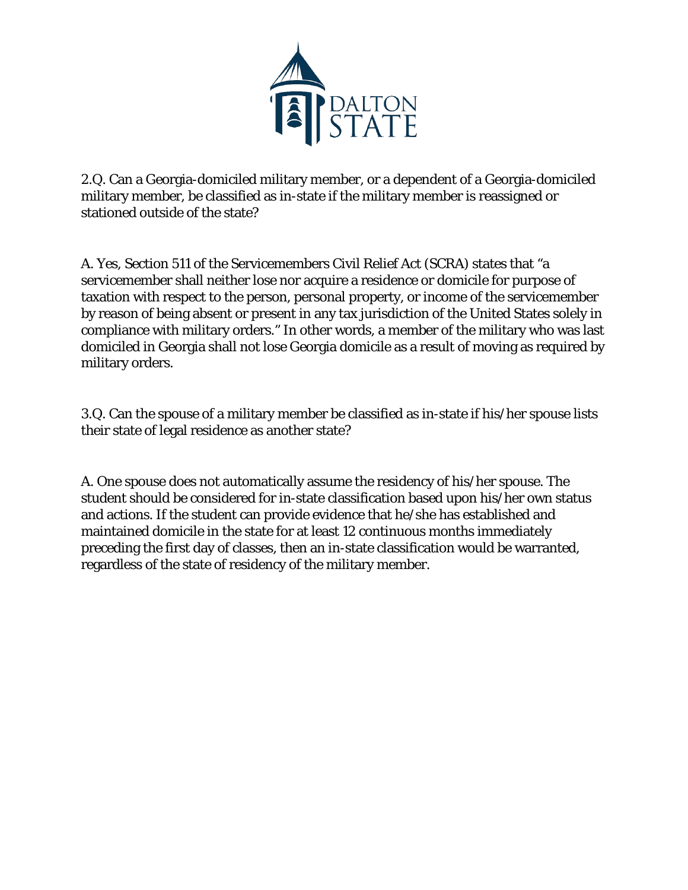2.Q. Can a Georgia-domiciled military member, or a dependent of a Georgia-domiciled military member, be classified as in-state if the military member is reassigned or stationed outside of the state?

A. Yes, Section 511 of the Servicemembers Civil Relief Act (SCRA) states that "a servicemember shall neither lose nor acquire a residence or domicile for purpose of taxation with respect to the person, personal property, or income of the servicemember by reason of being absent or present in any tax jurisdiction of the United States solely in compliance with military orders." In other words, a member of the military who was last domiciled in Georgia shall not lose Georgia domicile as a result of moving as required by military orders.

3.Q. Can the spouse of a military member be classified as in-state if his/her spouse lists their state of legal residence as another state?

A. One spouse does not automatically assume the residency of his/her spouse. The student should be considered for in-state classification based upon his/her own status and actions. If the student can provide evidence that he/she has established and maintained domicile in the state for at least 12 continuous months immediately preceding the first day of classes, then an in-state classification would be warranted, regardless of the state of residency of the military member.